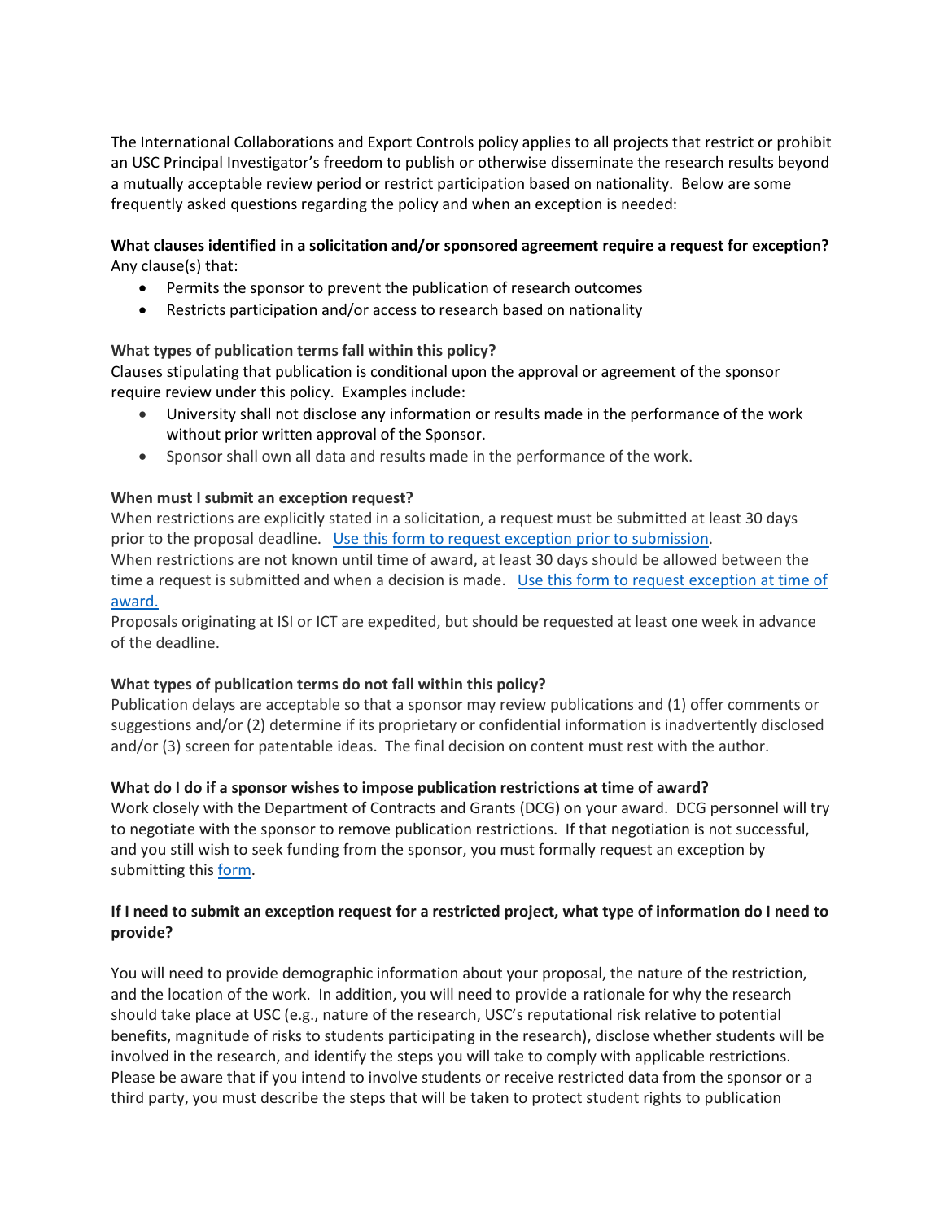The International Collaborations and Export Controls policy applies to all projects that restrict or prohibit an USC Principal Investigator's freedom to publish or otherwise disseminate the research results beyond a mutually acceptable review period or restrict participation based on nationality. Below are some frequently asked questions regarding the policy and when an exception is needed:

**What clauses identified in a solicitation and/or sponsored agreement require a request for exception?**
Any clause(s) that:

- Permits the sponsor to prevent the publication of research outcomes
- Restricts participation and/or access to research based on nationality

**What types of publication terms fall within this policy?**
Clauses stipulating that publication is conditional upon the approval or agreement of the sponsor require review under this policy. Examples include:

- University shall not disclose any information or results made in the performance of the work without prior written approval of the Sponsor.
- Sponsor shall own all data and results made in the performance of the work.

**When must I submit an exception request?**
When restrictions are explicitly stated in a solicitation, a request must be submitted at least 30 days prior to the proposal deadline. [Use this form to request exception prior to submission](#).
When restrictions are not known until time of award, at least 30 days should be allowed between the time a request is submitted and when a decision is made. [Use this form to request exception at time of award.](#)
Proposals originating at ISI or ICT are expedited, but should be requested at least one week in advance of the deadline.

**What types of publication terms do not fall within this policy?**
Publication delays are acceptable so that a sponsor may review publications and (1) offer comments or suggestions and/or (2) determine if its proprietary or confidential information is inadvertently disclosed and/or (3) screen for patentable ideas. The final decision on content must rest with the author.

**What do I do if a sponsor wishes to impose publication restrictions at time of award?**
Work closely with the Department of Contracts and Grants (DCG) on your award. DCG personnel will try to negotiate with the sponsor to remove publication restrictions. If that negotiation is not successful, and you still wish to seek funding from the sponsor, you must formally request an exception by submitting this [form](#).

**If I need to submit an exception request for a restricted project, what type of information do I need to provide?**

You will need to provide demographic information about your proposal, the nature of the restriction, and the location of the work. In addition, you will need to provide a rationale for why the research should take place at USC (e.g., nature of the research, USC's reputational risk relative to potential benefits, magnitude of risks to students participating in the research), disclose whether students will be involved in the research, and identify the steps you will take to comply with applicable restrictions. Please be aware that if you intend to involve students or receive restricted data from the sponsor or a third party, you must describe the steps that will be taken to protect student rights to publication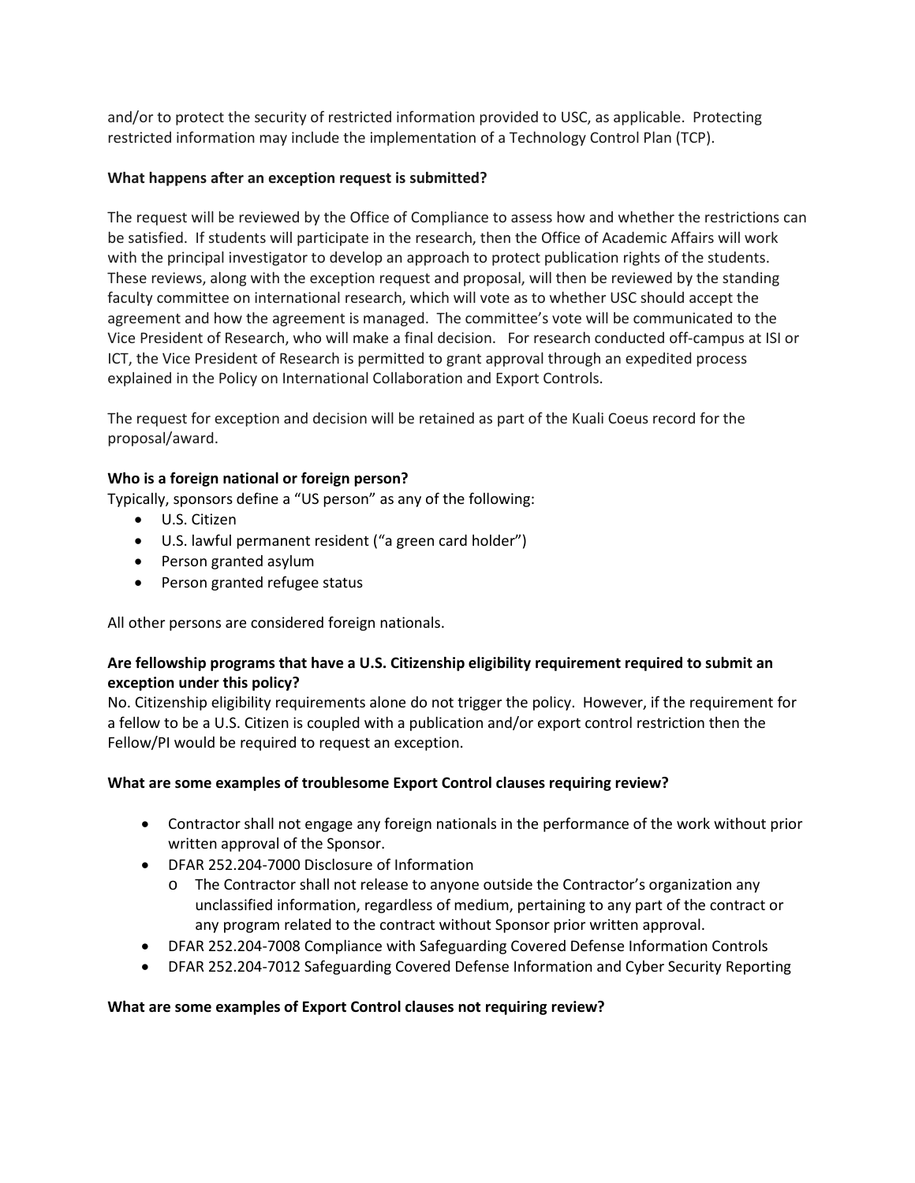and/or to protect the security of restricted information provided to USC, as applicable. Protecting restricted information may include the implementation of a Technology Control Plan (TCP).

**What happens after an exception request is submitted?**

The request will be reviewed by the Office of Compliance to assess how and whether the restrictions can be satisfied. If students will participate in the research, then the Office of Academic Affairs will work with the principal investigator to develop an approach to protect publication rights of the students. These reviews, along with the exception request and proposal, will then be reviewed by the standing faculty committee on international research, which will vote as to whether USC should accept the agreement and how the agreement is managed. The committee's vote will be communicated to the Vice President of Research, who will make a final decision. For research conducted off-campus at ISI or ICT, the Vice President of Research is permitted to grant approval through an expedited process explained in the Policy on International Collaboration and Export Controls.

The request for exception and decision will be retained as part of the Kuali Coeus record for the proposal/award.

**Who is a foreign national or foreign person?**

Typically, sponsors define a "US person" as any of the following:

- U.S. Citizen
- U.S. lawful permanent resident ("a green card holder")
- Person granted asylum
- Person granted refugee status

All other persons are considered foreign nationals.

**Are fellowship programs that have a U.S. Citizenship eligibility requirement required to submit an exception under this policy?**

No. Citizenship eligibility requirements alone do not trigger the policy. However, if the requirement for a fellow to be a U.S. Citizen is coupled with a publication and/or export control restriction then the Fellow/PI would be required to request an exception.

**What are some examples of troublesome Export Control clauses requiring review?**

- Contractor shall not engage any foreign nationals in the performance of the work without prior written approval of the Sponsor.
- DFAR 252.204-7000 Disclosure of Information
  - The Contractor shall not release to anyone outside the Contractor's organization any unclassified information, regardless of medium, pertaining to any part of the contract or any program related to the contract without Sponsor prior written approval.
- DFAR 252.204-7008 Compliance with Safeguarding Covered Defense Information Controls
- DFAR 252.204-7012 Safeguarding Covered Defense Information and Cyber Security Reporting

**What are some examples of Export Control clauses not requiring review?**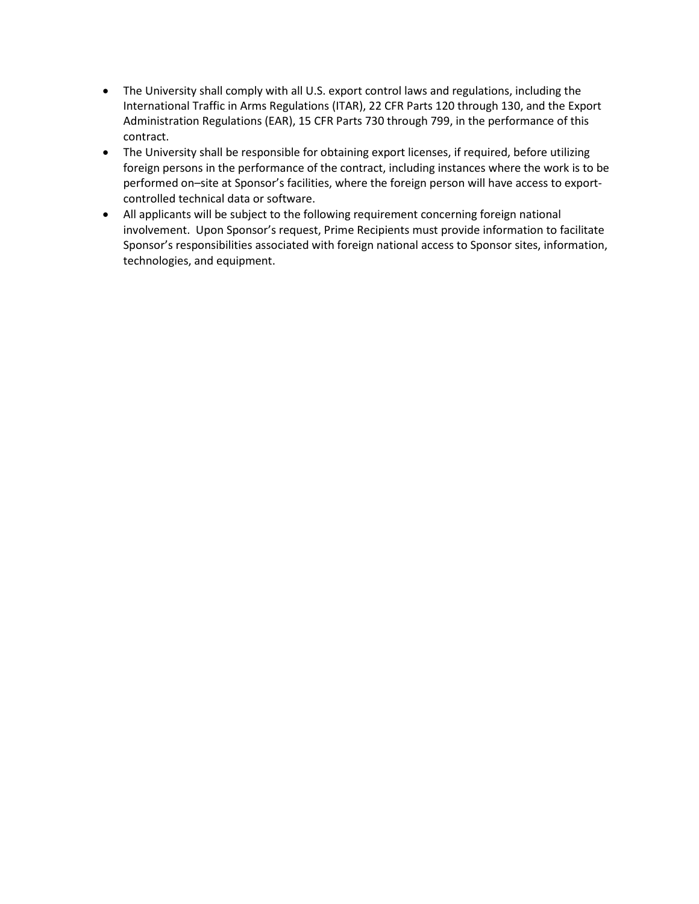- The University shall comply with all U.S. export control laws and regulations, including the International Traffic in Arms Regulations (ITAR), 22 CFR Parts 120 through 130, and the Export Administration Regulations (EAR), 15 CFR Parts 730 through 799, in the performance of this contract.
- The University shall be responsible for obtaining export licenses, if required, before utilizing foreign persons in the performance of the contract, including instances where the work is to be performed on–site at Sponsor's facilities, where the foreign person will have access to export-controlled technical data or software.
- All applicants will be subject to the following requirement concerning foreign national involvement. Upon Sponsor's request, Prime Recipients must provide information to facilitate Sponsor's responsibilities associated with foreign national access to Sponsor sites, information, technologies, and equipment.